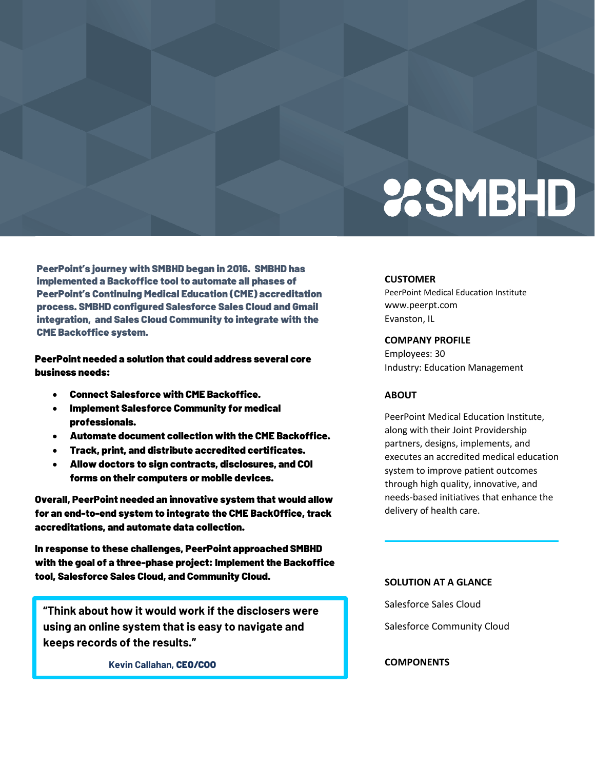# SMBHD

**PeerPoint's journey with SMBHD began in 2016. SMBHD has implemented a Backoffice tool to automate all phases of PeerPoint's Continuing Medical Education (CME) accreditation process. SMBHD configured Salesforce Sales Cloud and Gmail integration, and Sales Cloud Community to integrate with the CME Backoffice system.**

**PeerPoint needed a solution that could address several core business needs:**

- **Connect Salesforce with CME Backoffice.**
- **Implement Salesforce Community for medical professionals.**
- **Automate document collection with the CME Backoffice.**
- **Track, print, and distribute accredited certificates.**
- **Allow doctors to sign contracts, disclosures, and COI forms on their computers or mobile devices.**

**Overall, PeerPoint needed an innovative system that would allow for an end-to-end system to integrate the CME BackOffice, track accreditations, and automate data collection.**

**In response to these challenges, PeerPoint approached SMBHD with the goal of a three-phase project: Implement the Backoffice tool, Salesforce Sales Cloud, and Community Cloud.**

> **"Think about how it would work if the disclosers were using an online system that is easy to navigate and keeps records of the results."**
>
> **Kevin Callahan, CEO/COO**

### CUSTOMER

PeerPoint Medical Education Institute
www.peerpt.com
Evanston, IL

### COMPANY PROFILE

Employees: 30
Industry: Education Management

### ABOUT

PeerPoint Medical Education Institute, along with their Joint Providership partners, designs, implements, and executes an accredited medical education system to improve patient outcomes through high quality, innovative, and needs-based initiatives that enhance the delivery of health care.

### SOLUTION AT A GLANCE

Salesforce Sales Cloud

Salesforce Community Cloud

### COMPONENTS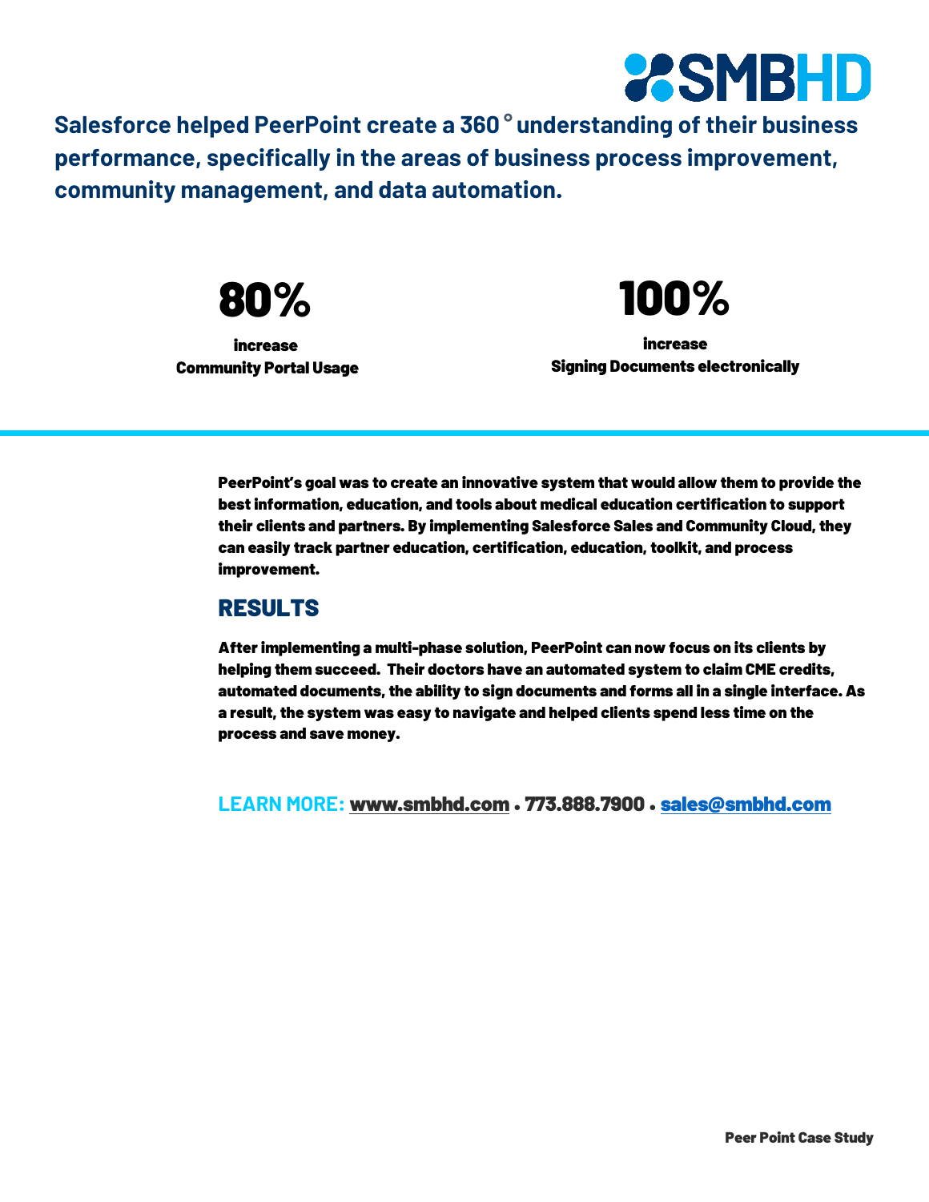SMBHD

**Salesforce helped PeerPoint create a 360 ° understanding of their business performance, specifically in the areas of business process improvement, community management, and data automation.**

**80%**

**increase**
**Community Portal Usage**

**100%**

**increase**
**Signing Documents electronically**

**PeerPoint's goal was to create an innovative system that would allow them to provide the best information, education, and tools about medical education certification to support their clients and partners. By implementing Salesforce Sales and Community Cloud, they can easily track partner education, certification, education, toolkit, and process improvement.**

## RESULTS

**After implementing a multi-phase solution, PeerPoint can now focus on its clients by helping them succeed. Their doctors have an automated system to claim CME credits, automated documents, the ability to sign documents and forms all in a single interface. As a result, the system was easy to navigate and helped clients spend less time on the process and save money.**

**LEARN MORE: www.smbhd.com • 773.888.7900 • sales@smbhd.com**